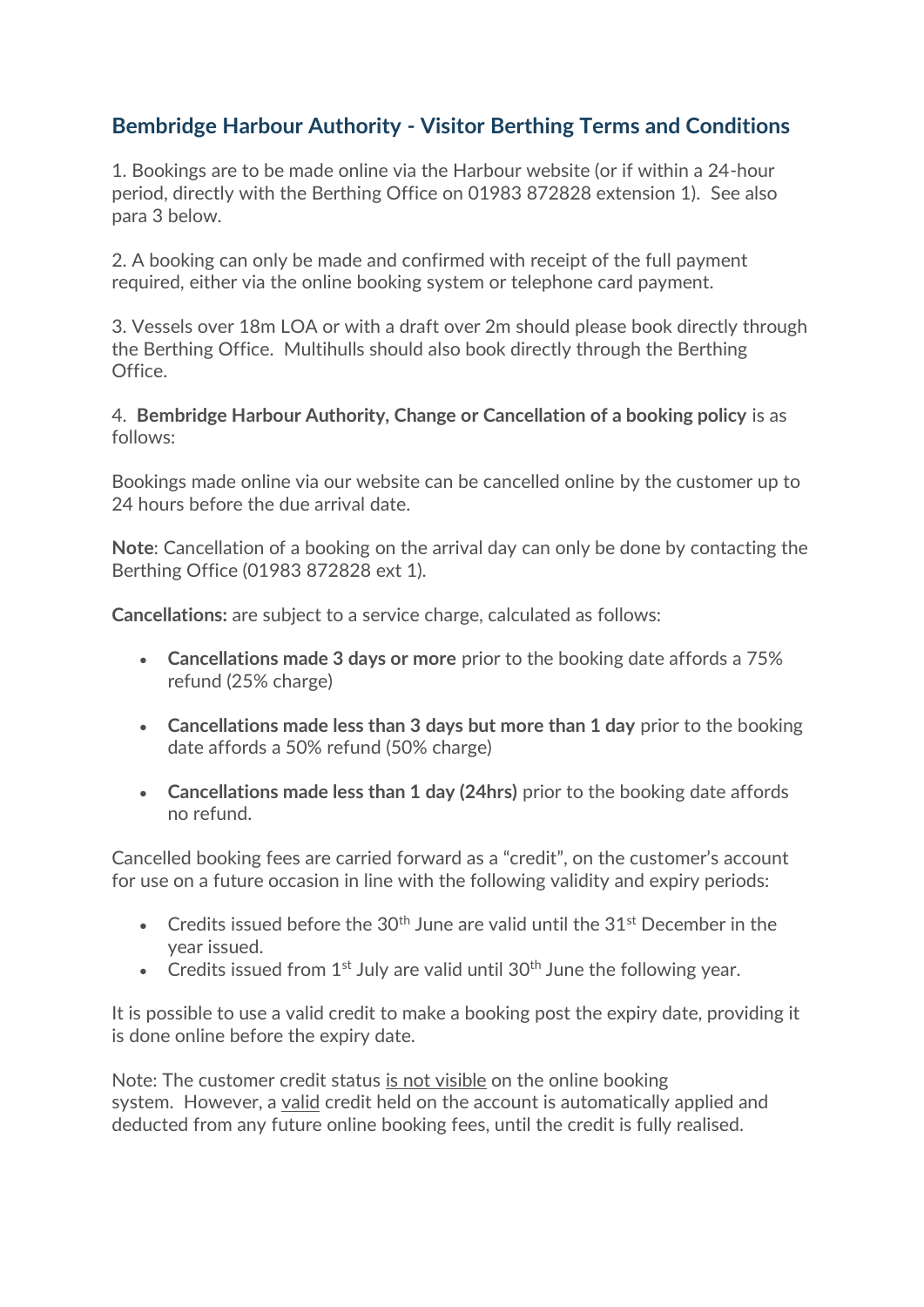## Bembridge Harbour Authority - Visitor Berthing Terms and Conditions

1. Bookings are to be made online via the Harbour website (or if within a 24-hour period, directly with the Berthing Office on 01983 872828 extension 1). See also para 3 below.

2. A booking can only be made and confirmed with receipt of the full payment required, either via the online booking system or telephone card payment.

3. Vessels over 18m LOA or with a draft over 2m should please book directly through the Berthing Office. Multihulls should also book directly through the Berthing Office.

4. **Bembridge Harbour Authority, Change or Cancellation of a booking policy** is as follows:

Bookings made online via our website can be cancelled online by the customer up to 24 hours before the due arrival date.

**Note**: Cancellation of a booking on the arrival day can only be done by contacting the Berthing Office (01983 872828 ext 1).

**Cancellations:** are subject to a service charge, calculated as follows:

- **Cancellations made 3 days or more** prior to the booking date affords a 75% refund (25% charge)
- **Cancellations made less than 3 days but more than 1 day** prior to the booking date affords a 50% refund (50% charge)
- **Cancellations made less than 1 day (24hrs)** prior to the booking date affords no refund.

Cancelled booking fees are carried forward as a "credit", on the customer's account for use on a future occasion in line with the following validity and expiry periods:

- Credits issued before the 30th June are valid until the 31st December in the year issued.
- Credits issued from 1st July are valid until 30th June the following year.

It is possible to use a valid credit to make a booking post the expiry date, providing it is done online before the expiry date.

Note: The customer credit status is not visible on the online booking system. However, a valid credit held on the account is automatically applied and deducted from any future online booking fees, until the credit is fully realised.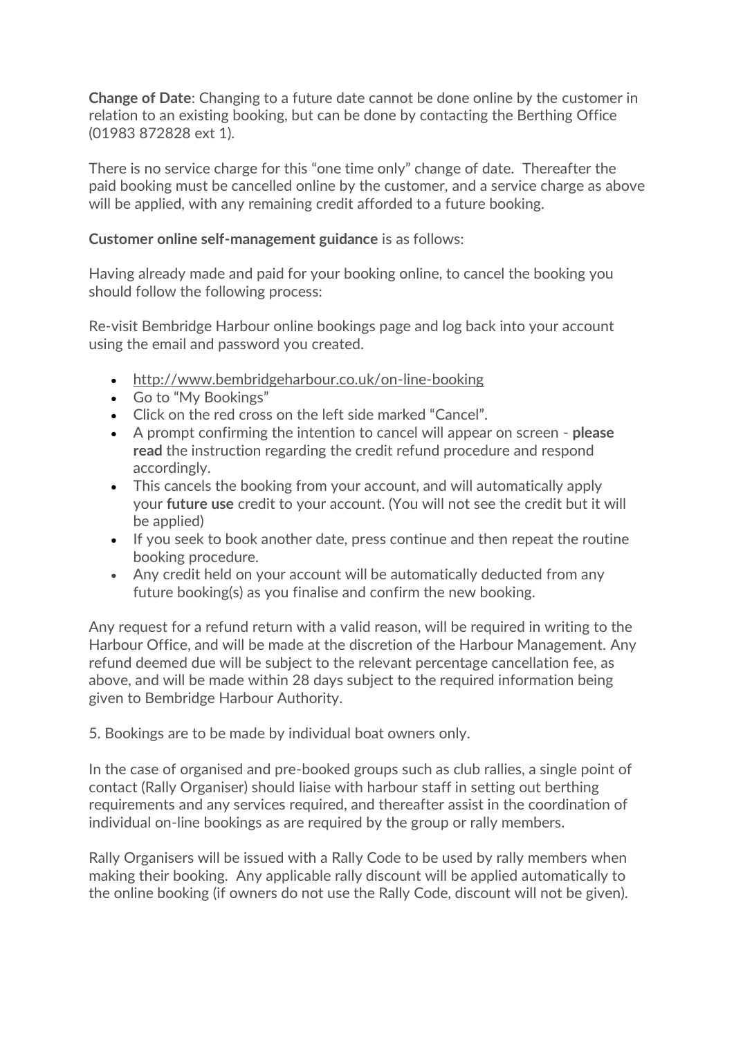**Change of Date**: Changing to a future date cannot be done online by the customer in relation to an existing booking, but can be done by contacting the Berthing Office (01983 872828 ext 1).

There is no service charge for this "one time only" change of date. Thereafter the paid booking must be cancelled online by the customer, and a service charge as above will be applied, with any remaining credit afforded to a future booking.

**Customer online self-management guidance** is as follows:

Having already made and paid for your booking online, to cancel the booking you should follow the following process:

Re-visit Bembridge Harbour online bookings page and log back into your account using the email and password you created.

- http://www.bembridgeharbour.co.uk/on-line-booking
- Go to "My Bookings"
- Click on the red cross on the left side marked "Cancel".
- A prompt confirming the intention to cancel will appear on screen - **please read** the instruction regarding the credit refund procedure and respond accordingly.
- This cancels the booking from your account, and will automatically apply your **future use** credit to your account. (You will not see the credit but it will be applied)
- If you seek to book another date, press continue and then repeat the routine booking procedure.
- Any credit held on your account will be automatically deducted from any future booking(s) as you finalise and confirm the new booking.

Any request for a refund return with a valid reason, will be required in writing to the Harbour Office, and will be made at the discretion of the Harbour Management. Any refund deemed due will be subject to the relevant percentage cancellation fee, as above, and will be made within 28 days subject to the required information being given to Bembridge Harbour Authority.

5. Bookings are to be made by individual boat owners only.

In the case of organised and pre-booked groups such as club rallies, a single point of contact (Rally Organiser) should liaise with harbour staff in setting out berthing requirements and any services required, and thereafter assist in the coordination of individual on-line bookings as are required by the group or rally members.

Rally Organisers will be issued with a Rally Code to be used by rally members when making their booking. Any applicable rally discount will be applied automatically to the online booking (if owners do not use the Rally Code, discount will not be given).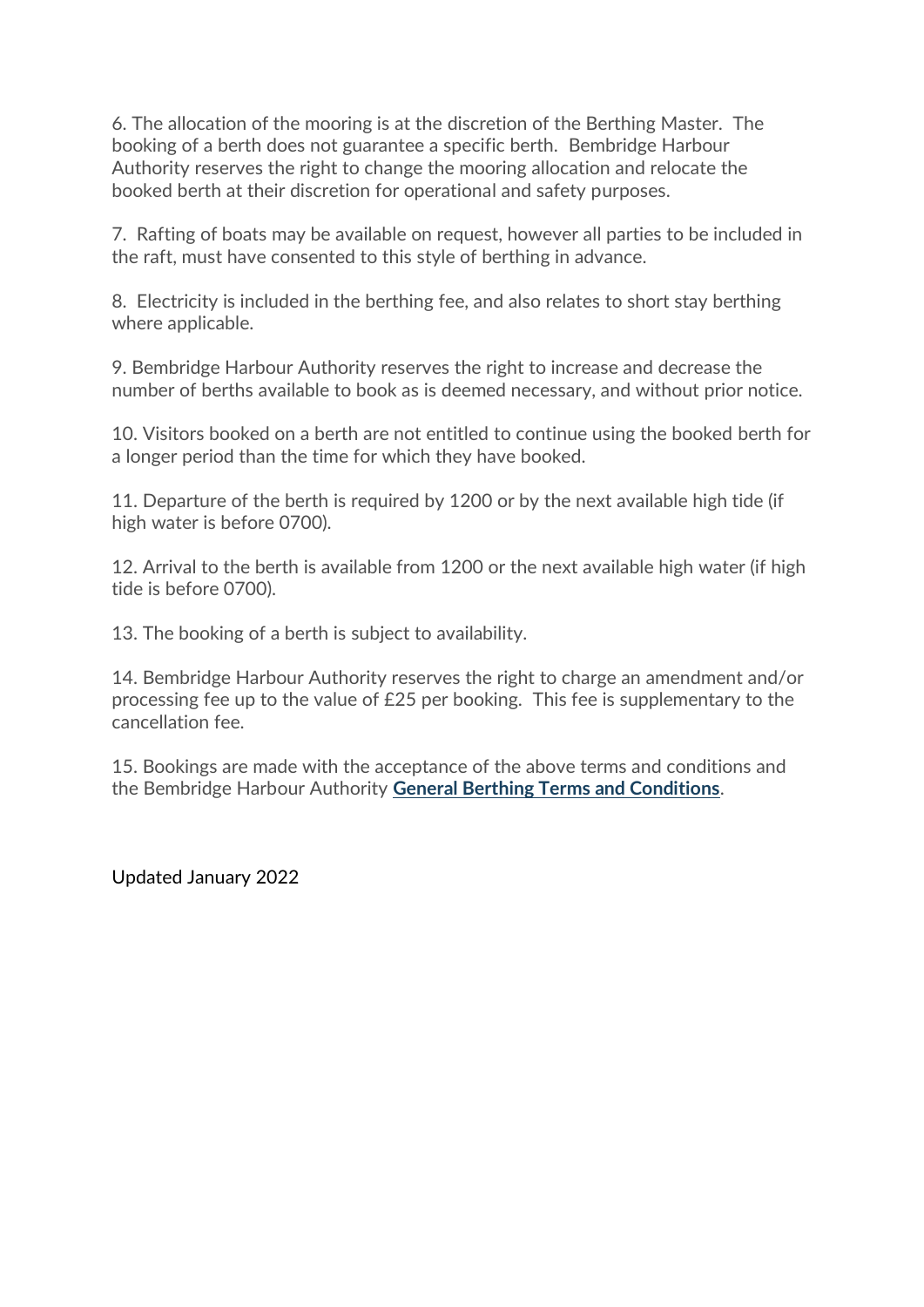6. The allocation of the mooring is at the discretion of the Berthing Master. The booking of a berth does not guarantee a specific berth. Bembridge Harbour Authority reserves the right to change the mooring allocation and relocate the booked berth at their discretion for operational and safety purposes.

7. Rafting of boats may be available on request, however all parties to be included in the raft, must have consented to this style of berthing in advance.

8. Electricity is included in the berthing fee, and also relates to short stay berthing where applicable.

9. Bembridge Harbour Authority reserves the right to increase and decrease the number of berths available to book as is deemed necessary, and without prior notice.

10. Visitors booked on a berth are not entitled to continue using the booked berth for a longer period than the time for which they have booked.

11. Departure of the berth is required by 1200 or by the next available high tide (if high water is before 0700).

12. Arrival to the berth is available from 1200 or the next available high water (if high tide is before 0700).

13. The booking of a berth is subject to availability.

14. Bembridge Harbour Authority reserves the right to charge an amendment and/or processing fee up to the value of £25 per booking. This fee is supplementary to the cancellation fee.

15. Bookings are made with the acceptance of the above terms and conditions and the Bembridge Harbour Authority **General Berthing Terms and Conditions**.

Updated January 2022